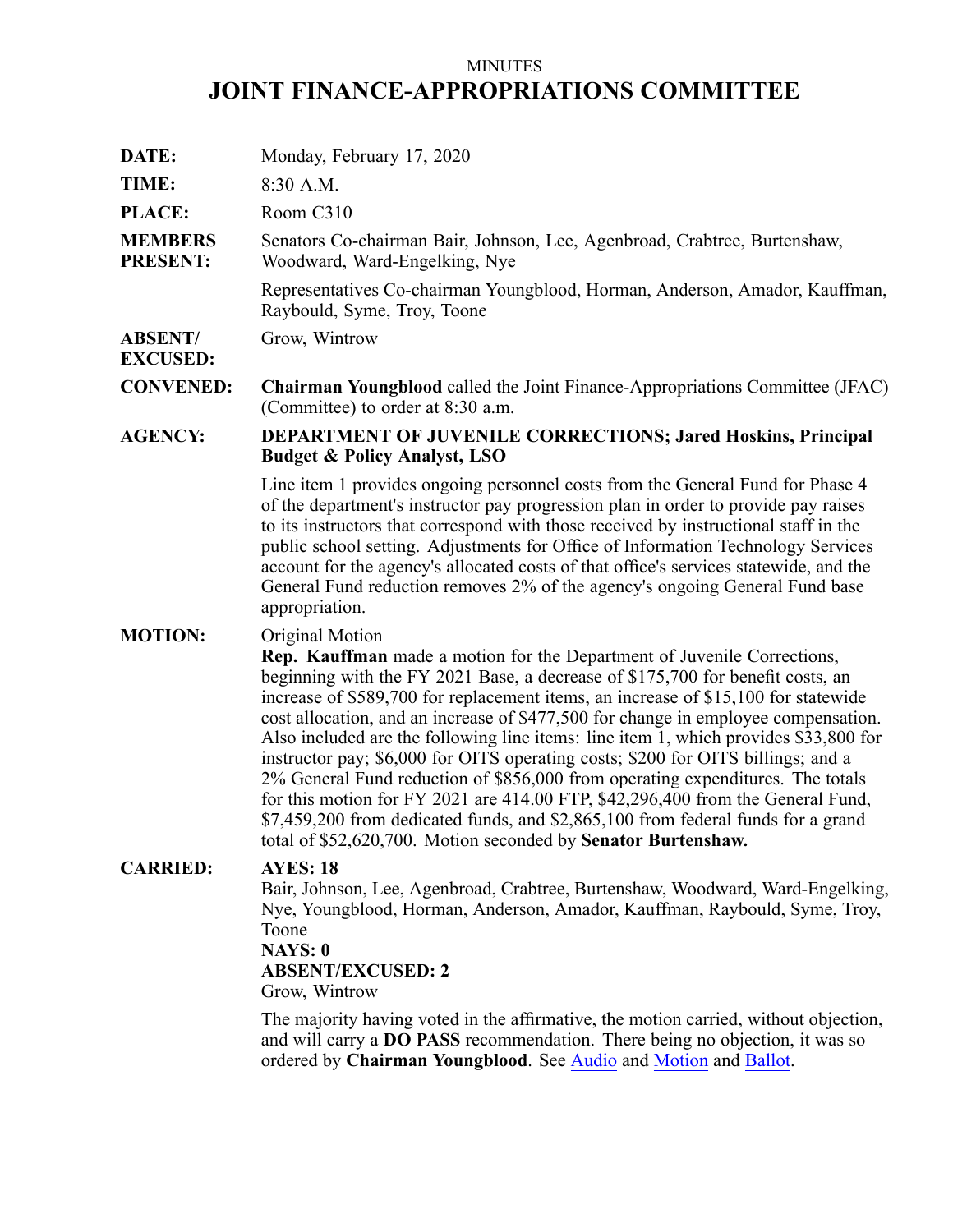MINUTES

# JOINT FINANCE-APPROPRIATIONS COMMITTEE

**DATE:** Monday, February 17, 2020

**TIME:** 8:30 A.M.

**PLACE:** Room C310

**MEMBERS PRESENT:** Senators Co-chairman Bair, Johnson, Lee, Agenbroad, Crabtree, Burtenshaw, Woodward, Ward-Engelking, Nye

Representatives Co-chairman Youngblood, Horman, Anderson, Amador, Kauffman, Raybould, Syme, Troy, Toone

**ABSENT/ EXCUSED:** Grow, Wintrow

**CONVENED:** **Chairman Youngblood** called the Joint Finance-Appropriations Committee (JFAC) (Committee) to order at 8:30 a.m.

**AGENCY:** **DEPARTMENT OF JUVENILE CORRECTIONS; Jared Hoskins, Principal Budget & Policy Analyst, LSO**

Line item 1 provides ongoing personnel costs from the General Fund for Phase 4 of the department's instructor pay progression plan in order to provide pay raises to its instructors that correspond with those received by instructional staff in the public school setting. Adjustments for Office of Information Technology Services account for the agency's allocated costs of that office's services statewide, and the General Fund reduction removes 2% of the agency's ongoing General Fund base appropriation.

**MOTION:** Original Motion

**Rep. Kauffman** made a motion for the Department of Juvenile Corrections, beginning with the FY 2021 Base, a decrease of $175,700 for benefit costs, an increase of $589,700 for replacement items, an increase of $15,100 for statewide cost allocation, and an increase of $477,500 for change in employee compensation. Also included are the following line items: line item 1, which provides $33,800 for instructor pay; $6,000 for OITS operating costs; $200 for OITS billings; and a 2% General Fund reduction of $856,000 from operating expenditures. The totals for this motion for FY 2021 are 414.00 FTP, $42,296,400 from the General Fund, $7,459,200 from dedicated funds, and $2,865,100 from federal funds for a grand total of $52,620,700. Motion seconded by **Senator Burtenshaw.**

**CARRIED:** **AYES: 18**

Bair, Johnson, Lee, Agenbroad, Crabtree, Burtenshaw, Woodward, Ward-Engelking, Nye, Youngblood, Horman, Anderson, Amador, Kauffman, Raybould, Syme, Troy, Toone

**NAYS: 0**

**ABSENT/EXCUSED: 2**

Grow, Wintrow

The majority having voted in the affirmative, the motion carried, without objection, and will carry a **DO PASS** recommendation. There being no objection, it was so ordered by **Chairman Youngblood**. See Audio and Motion and Ballot.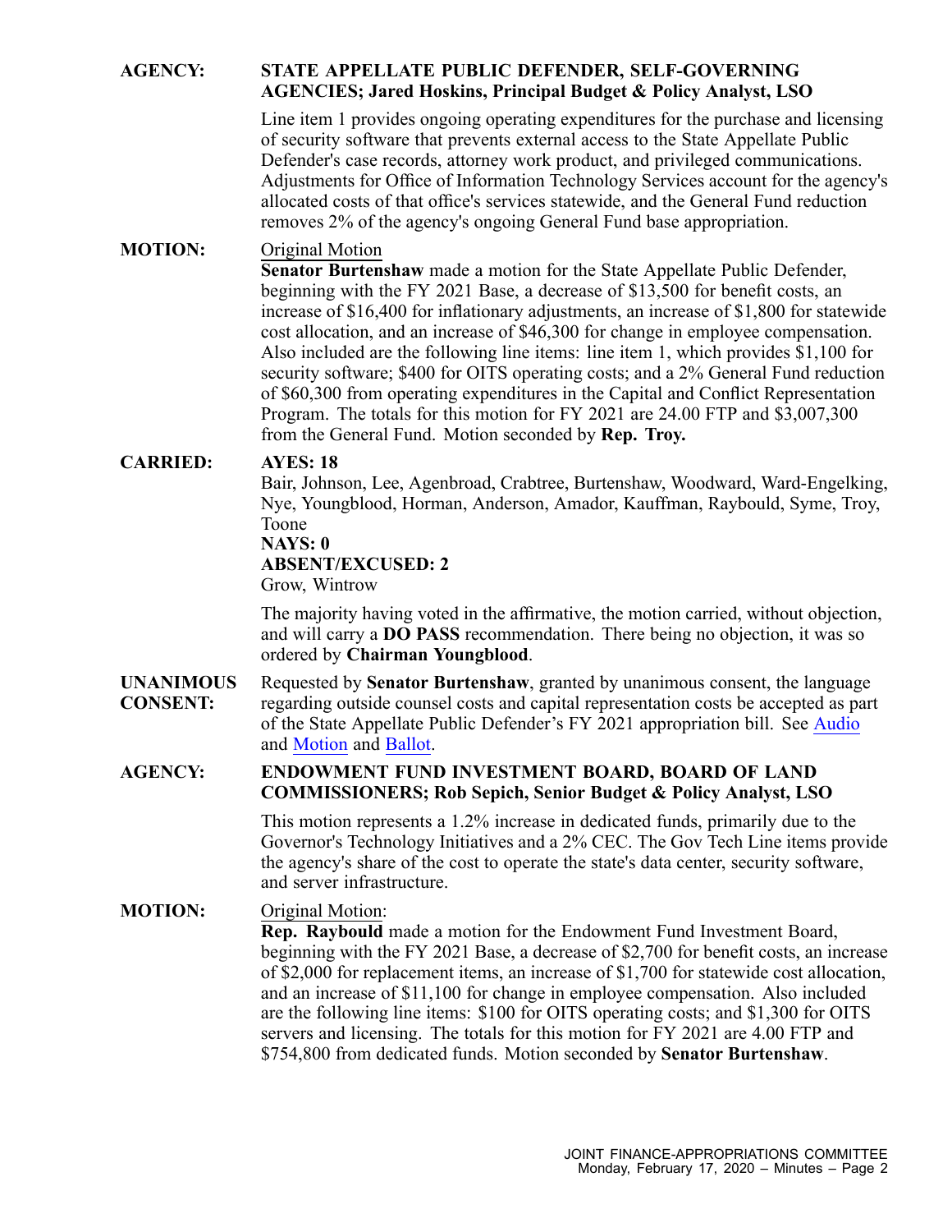**AGENCY:** **STATE APPELLATE PUBLIC DEFENDER, SELF-GOVERNING AGENCIES; Jared Hoskins, Principal Budget & Policy Analyst, LSO**

Line item 1 provides ongoing operating expenditures for the purchase and licensing of security software that prevents external access to the State Appellate Public Defender's case records, attorney work product, and privileged communications. Adjustments for Office of Information Technology Services account for the agency's allocated costs of that office's services statewide, and the General Fund reduction removes 2% of the agency's ongoing General Fund base appropriation.

**MOTION:** Original Motion

**Senator Burtenshaw** made a motion for the State Appellate Public Defender, beginning with the FY 2021 Base, a decrease of $13,500 for benefit costs, an increase of $16,400 for inflationary adjustments, an increase of $1,800 for statewide cost allocation, and an increase of $46,300 for change in employee compensation. Also included are the following line items: line item 1, which provides $1,100 for security software; $400 for OITS operating costs; and a 2% General Fund reduction of $60,300 from operating expenditures in the Capital and Conflict Representation Program. The totals for this motion for FY 2021 are 24.00 FTP and $3,007,300 from the General Fund. Motion seconded by **Rep. Troy.**

**CARRIED:** **AYES: 18**

Bair, Johnson, Lee, Agenbroad, Crabtree, Burtenshaw, Woodward, Ward-Engelking, Nye, Youngblood, Horman, Anderson, Amador, Kauffman, Raybould, Syme, Troy, Toone

**NAYS: 0**

**ABSENT/EXCUSED: 2**

Grow, Wintrow

The majority having voted in the affirmative, the motion carried, without objection, and will carry a **DO PASS** recommendation. There being no objection, it was so ordered by **Chairman Youngblood**.

**UNANIMOUS CONSENT:** Requested by **Senator Burtenshaw**, granted by unanimous consent, the language regarding outside counsel costs and capital representation costs be accepted as part of the State Appellate Public Defender's FY 2021 appropriation bill. See Audio and Motion and Ballot.

**AGENCY:** **ENDOWMENT FUND INVESTMENT BOARD, BOARD OF LAND COMMISSIONERS; Rob Sepich, Senior Budget & Policy Analyst, LSO**

This motion represents a 1.2% increase in dedicated funds, primarily due to the Governor's Technology Initiatives and a 2% CEC. The Gov Tech Line items provide the agency's share of the cost to operate the state's data center, security software, and server infrastructure.

**MOTION:** Original Motion:

**Rep. Raybould** made a motion for the Endowment Fund Investment Board, beginning with the FY 2021 Base, a decrease of $2,700 for benefit costs, an increase of $2,000 for replacement items, an increase of $1,700 for statewide cost allocation, and an increase of $11,100 for change in employee compensation. Also included are the following line items: $100 for OITS operating costs; and $1,300 for OITS servers and licensing. The totals for this motion for FY 2021 are 4.00 FTP and $754,800 from dedicated funds. Motion seconded by **Senator Burtenshaw**.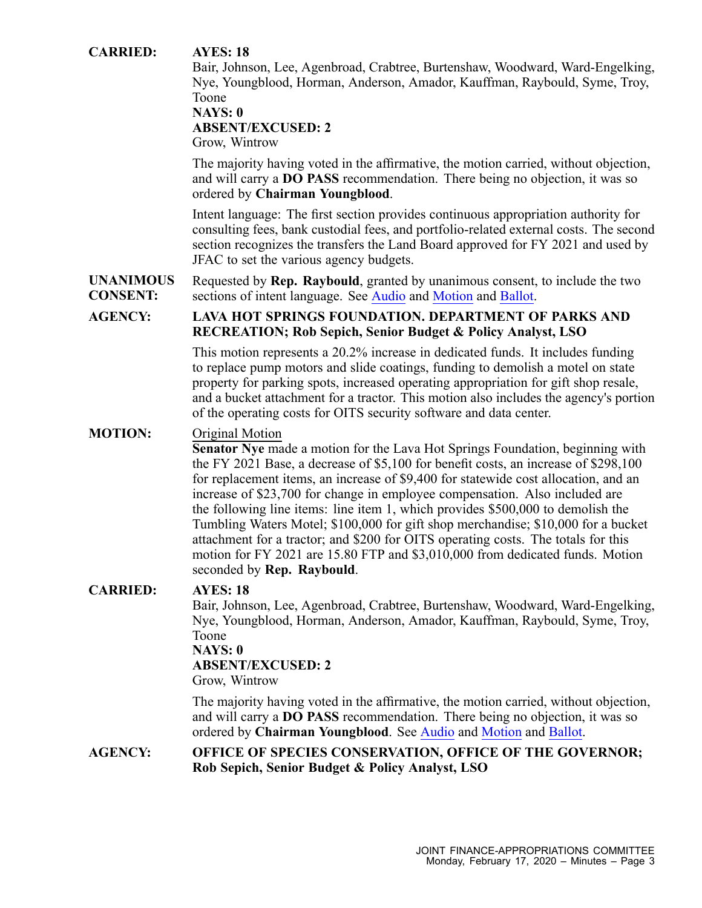**CARRIED:** **AYES: 18**
Bair, Johnson, Lee, Agenbroad, Crabtree, Burtenshaw, Woodward, Ward-Engelking, Nye, Youngblood, Horman, Anderson, Amador, Kauffman, Raybould, Syme, Troy, Toone
**NAYS: 0**
**ABSENT/EXCUSED: 2**
Grow, Wintrow

The majority having voted in the affirmative, the motion carried, without objection, and will carry a **DO PASS** recommendation. There being no objection, it was so ordered by **Chairman Youngblood**.

Intent language: The first section provides continuous appropriation authority for consulting fees, bank custodial fees, and portfolio-related external costs. The second section recognizes the transfers the Land Board approved for FY 2021 and used by JFAC to set the various agency budgets.

**UNANIMOUS CONSENT:** Requested by **Rep. Raybould**, granted by unanimous consent, to include the two sections of intent language. See Audio and Motion and Ballot.

**AGENCY:** **LAVA HOT SPRINGS FOUNDATION. DEPARTMENT OF PARKS AND RECREATION; Rob Sepich, Senior Budget & Policy Analyst, LSO**

This motion represents a 20.2% increase in dedicated funds. It includes funding to replace pump motors and slide coatings, funding to demolish a motel on state property for parking spots, increased operating appropriation for gift shop resale, and a bucket attachment for a tractor. This motion also includes the agency's portion of the operating costs for OITS security software and data center.

**MOTION:** Original Motion
**Senator Nye** made a motion for the Lava Hot Springs Foundation, beginning with the FY 2021 Base, a decrease of $5,100 for benefit costs, an increase of $298,100 for replacement items, an increase of $9,400 for statewide cost allocation, and an increase of $23,700 for change in employee compensation. Also included are the following line items: line item 1, which provides $500,000 to demolish the Tumbling Waters Motel; $100,000 for gift shop merchandise; $10,000 for a bucket attachment for a tractor; and $200 for OITS operating costs. The totals for this motion for FY 2021 are 15.80 FTP and $3,010,000 from dedicated funds. Motion seconded by **Rep. Raybould**.

**CARRIED:** **AYES: 18**
Bair, Johnson, Lee, Agenbroad, Crabtree, Burtenshaw, Woodward, Ward-Engelking, Nye, Youngblood, Horman, Anderson, Amador, Kauffman, Raybould, Syme, Troy, Toone
**NAYS: 0**
**ABSENT/EXCUSED: 2**
Grow, Wintrow

The majority having voted in the affirmative, the motion carried, without objection, and will carry a **DO PASS** recommendation. There being no objection, it was so ordered by **Chairman Youngblood**. See Audio and Motion and Ballot.

**AGENCY:** **OFFICE OF SPECIES CONSERVATION, OFFICE OF THE GOVERNOR; Rob Sepich, Senior Budget & Policy Analyst, LSO**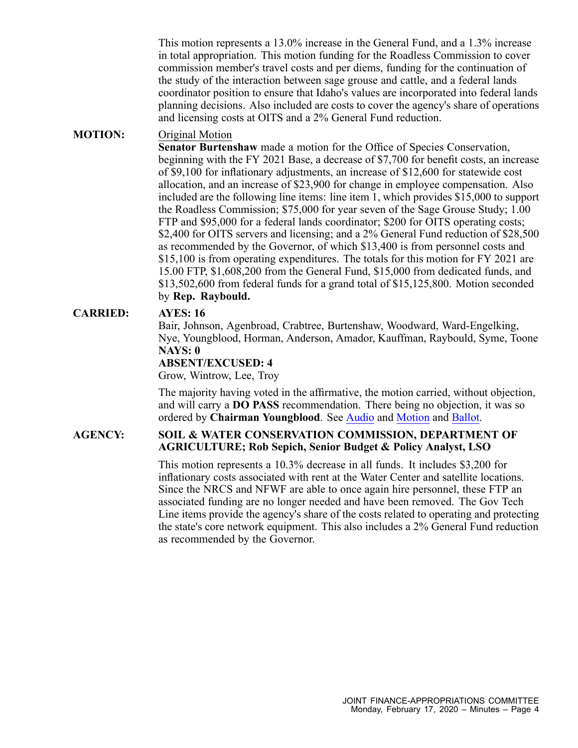This motion represents a 13.0% increase in the General Fund, and a 1.3% increase in total appropriation. This motion funding for the Roadless Commission to cover commission member's travel costs and per diems, funding for the continuation of the study of the interaction between sage grouse and cattle, and a federal lands coordinator position to ensure that Idaho's values are incorporated into federal lands planning decisions. Also included are costs to cover the agency's share of operations and licensing costs at OITS and a 2% General Fund reduction.

**MOTION:** Original Motion

**Senator Burtenshaw** made a motion for the Office of Species Conservation, beginning with the FY 2021 Base, a decrease of $7,700 for benefit costs, an increase of $9,100 for inflationary adjustments, an increase of $12,600 for statewide cost allocation, and an increase of $23,900 for change in employee compensation. Also included are the following line items: line item 1, which provides $15,000 to support the Roadless Commission; $75,000 for year seven of the Sage Grouse Study; 1.00 FTP and $95,000 for a federal lands coordinator; $200 for OITS operating costs; $2,400 for OITS servers and licensing; and a 2% General Fund reduction of $28,500 as recommended by the Governor, of which $13,400 is from personnel costs and $15,100 is from operating expenditures. The totals for this motion for FY 2021 are 15.00 FTP, $1,608,200 from the General Fund, $15,000 from dedicated funds, and $13,502,600 from federal funds for a grand total of $15,125,800. Motion seconded by **Rep. Raybould.**

**CARRIED:** **AYES: 16**

Bair, Johnson, Agenbroad, Crabtree, Burtenshaw, Woodward, Ward-Engelking, Nye, Youngblood, Horman, Anderson, Amador, Kauffman, Raybould, Syme, Toone

**NAYS: 0**

**ABSENT/EXCUSED: 4**

Grow, Wintrow, Lee, Troy

The majority having voted in the affirmative, the motion carried, without objection, and will carry a **DO PASS** recommendation. There being no objection, it was so ordered by **Chairman Youngblood**. See Audio and Motion and Ballot.

**AGENCY:** **SOIL & WATER CONSERVATION COMMISSION, DEPARTMENT OF AGRICULTURE; Rob Sepich, Senior Budget & Policy Analyst, LSO**

This motion represents a 10.3% decrease in all funds. It includes $3,200 for inflationary costs associated with rent at the Water Center and satellite locations. Since the NRCS and NFWF are able to once again hire personnel, these FTP an associated funding are no longer needed and have been removed. The Gov Tech Line items provide the agency's share of the costs related to operating and protecting the state's core network equipment. This also includes a 2% General Fund reduction as recommended by the Governor.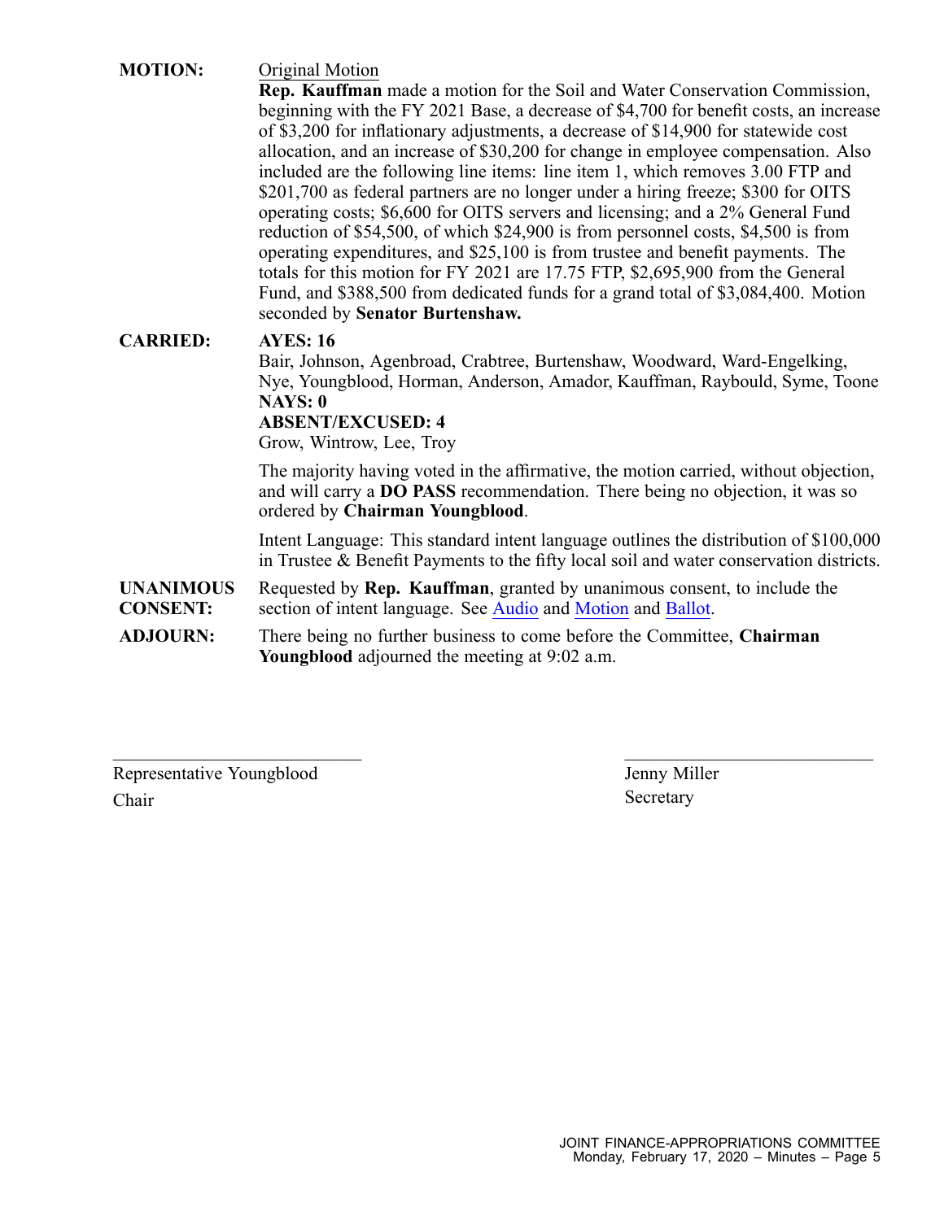**MOTION:** Original Motion

**Rep. Kauffman** made a motion for the Soil and Water Conservation Commission, beginning with the FY 2021 Base, a decrease of $4,700 for benefit costs, an increase of $3,200 for inflationary adjustments, a decrease of $14,900 for statewide cost allocation, and an increase of $30,200 for change in employee compensation. Also included are the following line items: line item 1, which removes 3.00 FTP and $201,700 as federal partners are no longer under a hiring freeze; $300 for OITS operating costs; $6,600 for OITS servers and licensing; and a 2% General Fund reduction of $54,500, of which $24,900 is from personnel costs, $4,500 is from operating expenditures, and $25,100 is from trustee and benefit payments. The totals for this motion for FY 2021 are 17.75 FTP, $2,695,900 from the General Fund, and $388,500 from dedicated funds for a grand total of $3,084,400. Motion seconded by **Senator Burtenshaw.**

**CARRIED:** **AYES: 16**

Bair, Johnson, Agenbroad, Crabtree, Burtenshaw, Woodward, Ward-Engelking, Nye, Youngblood, Horman, Anderson, Amador, Kauffman, Raybould, Syme, Toone

**NAYS: 0**

**ABSENT/EXCUSED: 4**

Grow, Wintrow, Lee, Troy

The majority having voted in the affirmative, the motion carried, without objection, and will carry a **DO PASS** recommendation. There being no objection, it was so ordered by **Chairman Youngblood**.

Intent Language: This standard intent language outlines the distribution of $100,000 in Trustee & Benefit Payments to the fifty local soil and water conservation districts.

**UNANIMOUS CONSENT:** Requested by **Rep. Kauffman**, granted by unanimous consent, to include the section of intent language. See Audio and Motion and Ballot.

**ADJOURN:** There being no further business to come before the Committee, **Chairman Youngblood** adjourned the meeting at 9:02 a.m.

___________________________

Representative Youngblood
Chair

___________________________

Jenny Miller
Secretary